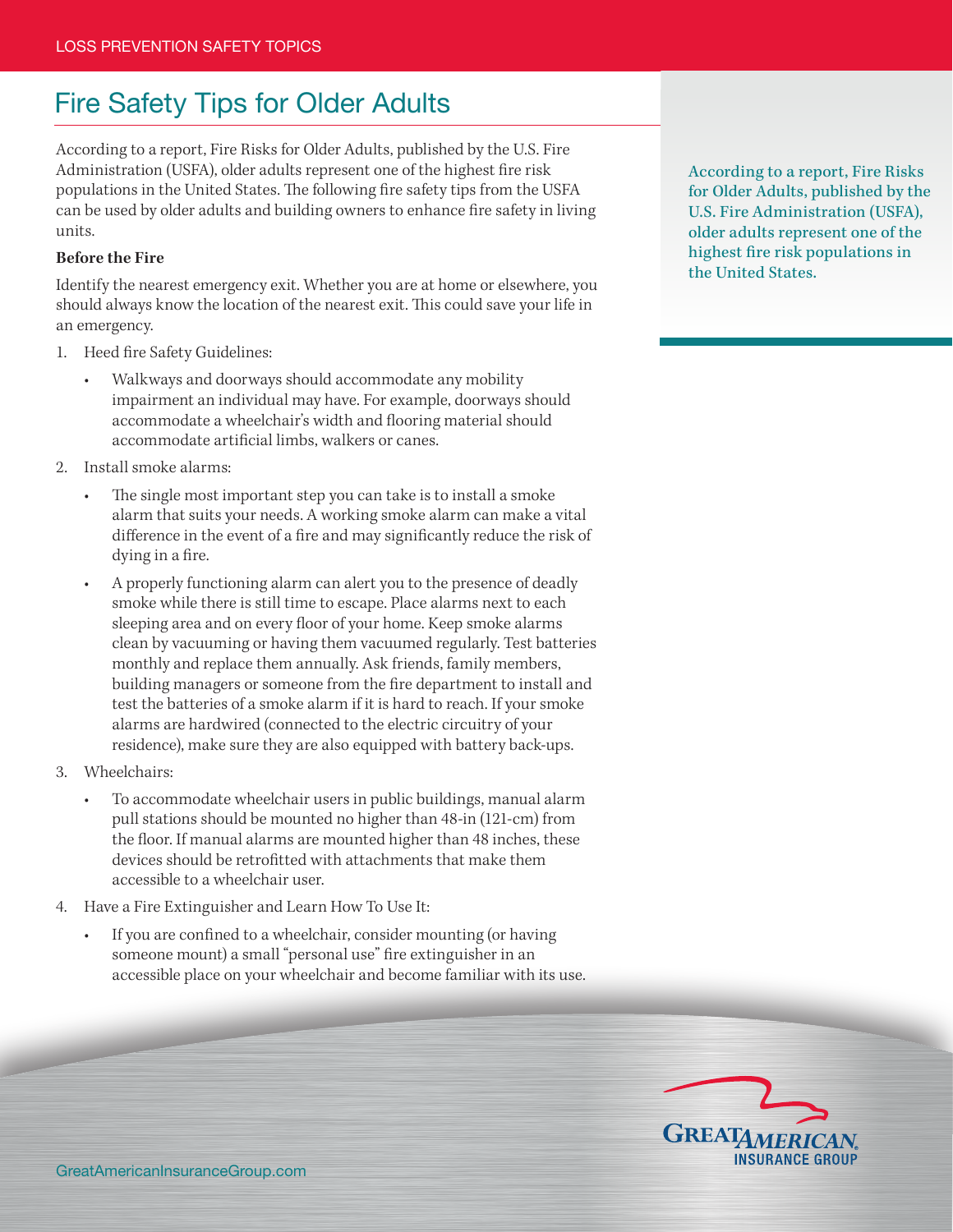# Fire Safety Tips for Older Adults

According to a report, Fire Risks for Older Adults, published by the U.S. Fire Administration (USFA), older adults represent one of the highest fire risk populations in the United States. The following fire safety tips from the USFA can be used by older adults and building owners to enhance fire safety in living units.

> According to a report, Fire Risks for Older Adults, published by the U.S. Fire Administration (USFA), older adults represent one of the highest fire risk populations in the United States.

**Before the Fire**

Identify the nearest emergency exit. Whether you are at home or elsewhere, you should always know the location of the nearest exit. This could save your life in an emergency.

1. Heed fire Safety Guidelines:
   - Walkways and doorways should accommodate any mobility impairment an individual may have. For example, doorways should accommodate a wheelchair's width and flooring material should accommodate artificial limbs, walkers or canes.
2. Install smoke alarms:
   - The single most important step you can take is to install a smoke alarm that suits your needs. A working smoke alarm can make a vital difference in the event of a fire and may significantly reduce the risk of dying in a fire.
   - A properly functioning alarm can alert you to the presence of deadly smoke while there is still time to escape. Place alarms next to each sleeping area and on every floor of your home. Keep smoke alarms clean by vacuuming or having them vacuumed regularly. Test batteries monthly and replace them annually. Ask friends, family members, building managers or someone from the fire department to install and test the batteries of a smoke alarm if it is hard to reach. If your smoke alarms are hardwired (connected to the electric circuitry of your residence), make sure they are also equipped with battery back-ups.
3. Wheelchairs:
   - To accommodate wheelchair users in public buildings, manual alarm pull stations should be mounted no higher than 48-in (121-cm) from the floor. If manual alarms are mounted higher than 48 inches, these devices should be retrofitted with attachments that make them accessible to a wheelchair user.
4. Have a Fire Extinguisher and Learn How To Use It:
   - If you are confined to a wheelchair, consider mounting (or having someone mount) a small "personal use" fire extinguisher in an accessible place on your wheelchair and become familiar with its use.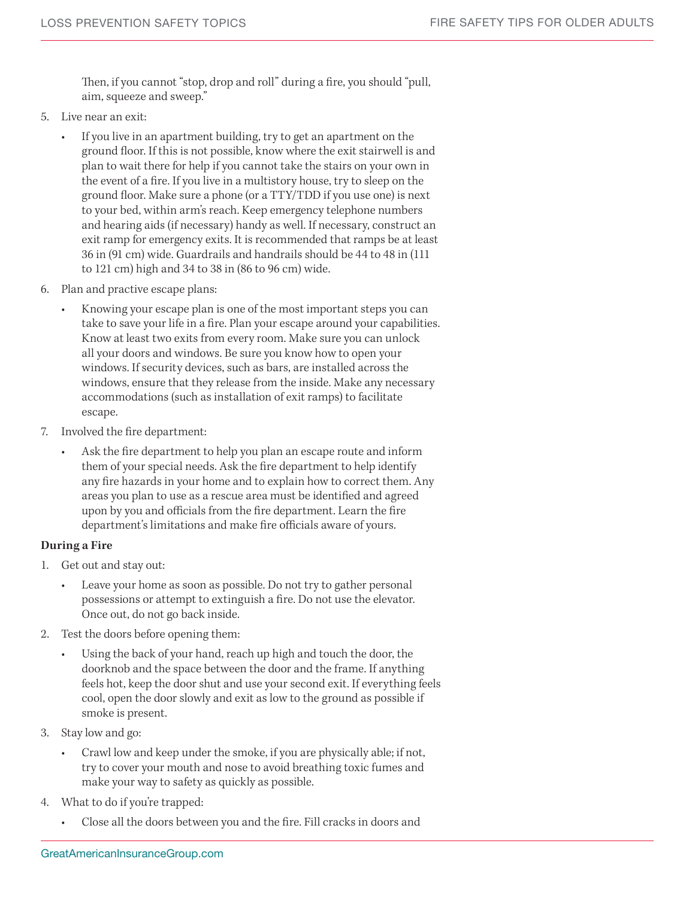Then, if you cannot "stop, drop and roll" during a fire, you should "pull, aim, squeeze and sweep."

5. Live near an exit:
   - If you live in an apartment building, try to get an apartment on the ground floor. If this is not possible, know where the exit stairwell is and plan to wait there for help if you cannot take the stairs on your own in the event of a fire. If you live in a multistory house, try to sleep on the ground floor. Make sure a phone (or a TTY/TDD if you use one) is next to your bed, within arm's reach. Keep emergency telephone numbers and hearing aids (if necessary) handy as well. If necessary, construct an exit ramp for emergency exits. It is recommended that ramps be at least 36 in (91 cm) wide. Guardrails and handrails should be 44 to 48 in (111 to 121 cm) high and 34 to 38 in (86 to 96 cm) wide.
6. Plan and practive escape plans:
   - Knowing your escape plan is one of the most important steps you can take to save your life in a fire. Plan your escape around your capabilities. Know at least two exits from every room. Make sure you can unlock all your doors and windows. Be sure you know how to open your windows. If security devices, such as bars, are installed across the windows, ensure that they release from the inside. Make any necessary accommodations (such as installation of exit ramps) to facilitate escape.
7. Involved the fire department:
   - Ask the fire department to help you plan an escape route and inform them of your special needs. Ask the fire department to help identify any fire hazards in your home and to explain how to correct them. Any areas you plan to use as a rescue area must be identified and agreed upon by you and officials from the fire department. Learn the fire department's limitations and make fire officials aware of yours.

**During a Fire**

1. Get out and stay out:
   - Leave your home as soon as possible. Do not try to gather personal possessions or attempt to extinguish a fire. Do not use the elevator. Once out, do not go back inside.
2. Test the doors before opening them:
   - Using the back of your hand, reach up high and touch the door, the doorknob and the space between the door and the frame. If anything feels hot, keep the door shut and use your second exit. If everything feels cool, open the door slowly and exit as low to the ground as possible if smoke is present.
3. Stay low and go:
   - Crawl low and keep under the smoke, if you are physically able; if not, try to cover your mouth and nose to avoid breathing toxic fumes and make your way to safety as quickly as possible.
4. What to do if you're trapped:
   - Close all the doors between you and the fire. Fill cracks in doors and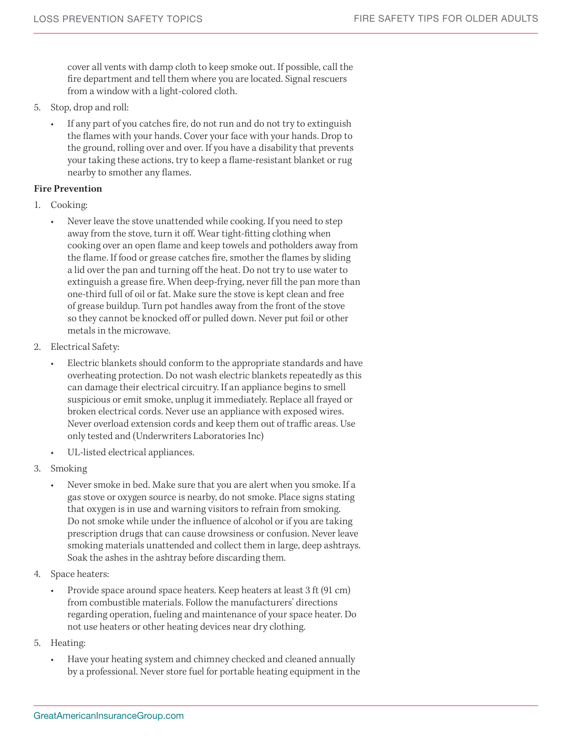cover all vents with damp cloth to keep smoke out. If possible, call the fire department and tell them where you are located. Signal rescuers from a window with a light-colored cloth.

5. Stop, drop and roll:
   - If any part of you catches fire, do not run and do not try to extinguish the flames with your hands. Cover your face with your hands. Drop to the ground, rolling over and over. If you have a disability that prevents your taking these actions, try to keep a flame-resistant blanket or rug nearby to smother any flames.

**Fire Prevention**

1. Cooking:
   - Never leave the stove unattended while cooking. If you need to step away from the stove, turn it off. Wear tight-fitting clothing when cooking over an open flame and keep towels and potholders away from the flame. If food or grease catches fire, smother the flames by sliding a lid over the pan and turning off the heat. Do not try to use water to extinguish a grease fire. When deep-frying, never fill the pan more than one-third full of oil or fat. Make sure the stove is kept clean and free of grease buildup. Turn pot handles away from the front of the stove so they cannot be knocked off or pulled down. Never put foil or other metals in the microwave.
2. Electrical Safety:
   - Electric blankets should conform to the appropriate standards and have overheating protection. Do not wash electric blankets repeatedly as this can damage their electrical circuitry. If an appliance begins to smell suspicious or emit smoke, unplug it immediately. Replace all frayed or broken electrical cords. Never use an appliance with exposed wires. Never overload extension cords and keep them out of traffic areas. Use only tested and (Underwriters Laboratories Inc)
   - UL-listed electrical appliances.
3. Smoking
   - Never smoke in bed. Make sure that you are alert when you smoke. If a gas stove or oxygen source is nearby, do not smoke. Place signs stating that oxygen is in use and warning visitors to refrain from smoking. Do not smoke while under the influence of alcohol or if you are taking prescription drugs that can cause drowsiness or confusion. Never leave smoking materials unattended and collect them in large, deep ashtrays. Soak the ashes in the ashtray before discarding them.
4. Space heaters:
   - Provide space around space heaters. Keep heaters at least 3 ft (91 cm) from combustible materials. Follow the manufacturers' directions regarding operation, fueling and maintenance of your space heater. Do not use heaters or other heating devices near dry clothing.
5. Heating:
   - Have your heating system and chimney checked and cleaned annually by a professional. Never store fuel for portable heating equipment in the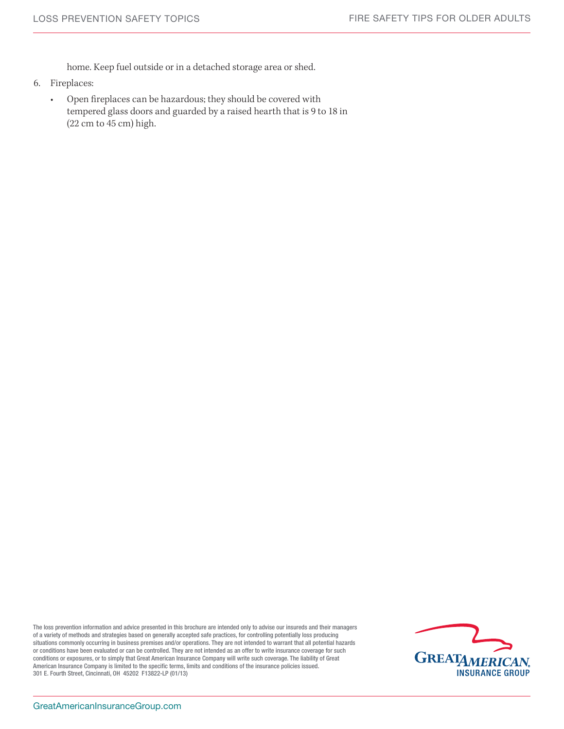home. Keep fuel outside or in a detached storage area or shed.

6. Fireplaces:

    - Open fireplaces can be hazardous; they should be covered with tempered glass doors and guarded by a raised hearth that is 9 to 18 in (22 cm to 45 cm) high.

The loss prevention information and advice presented in this brochure are intended only to advise our insureds and their managers of a variety of methods and strategies based on generally accepted safe practices, for controlling potentially loss producing situations commonly occurring in business premises and/or operations. They are not intended to warrant that all potential hazards or conditions have been evaluated or can be controlled. They are not intended as an offer to write insurance coverage for such conditions or exposures, or to simply that Great American Insurance Company will write such coverage. The liability of Great American Insurance Company is limited to the specific terms, limits and conditions of the insurance policies issued.
301 E. Fourth Street, Cincinnati, OH 45202 F13822-LP (01/13)

GREAT AMERICAN INSURANCE GROUP

GreatAmericanInsuranceGroup.com